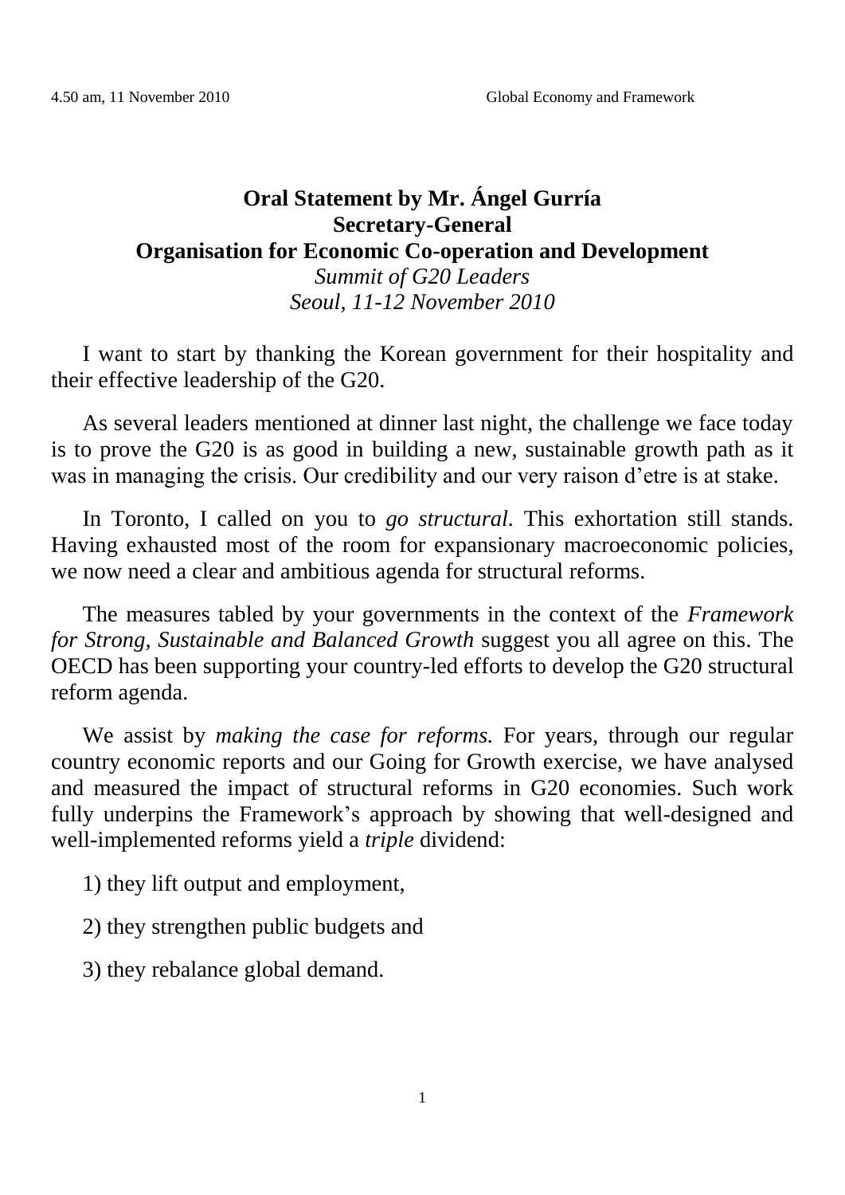4.50 am, 11 November 2010 Global Economy and Framework

**Oral Statement by Mr. Ángel Gurría**
**Secretary-General**
**Organisation for Economic Co-operation and Development**
*Summit of G20 Leaders*
*Seoul, 11-12 November 2010*

I want to start by thanking the Korean government for their hospitality and their effective leadership of the G20.

As several leaders mentioned at dinner last night, the challenge we face today is to prove the G20 is as good in building a new, sustainable growth path as it was in managing the crisis. Our credibility and our very raison d'etre is at stake.

In Toronto, I called on you to *go structural*. This exhortation still stands. Having exhausted most of the room for expansionary macroeconomic policies, we now need a clear and ambitious agenda for structural reforms.

The measures tabled by your governments in the context of the *Framework for Strong, Sustainable and Balanced Growth* suggest you all agree on this. The OECD has been supporting your country-led efforts to develop the G20 structural reform agenda.

We assist by *making the case for reforms.* For years, through our regular country economic reports and our Going for Growth exercise, we have analysed and measured the impact of structural reforms in G20 economies. Such work fully underpins the Framework's approach by showing that well-designed and well-implemented reforms yield a *triple* dividend:

1) they lift output and employment,

2) they strengthen public budgets and

3) they rebalance global demand.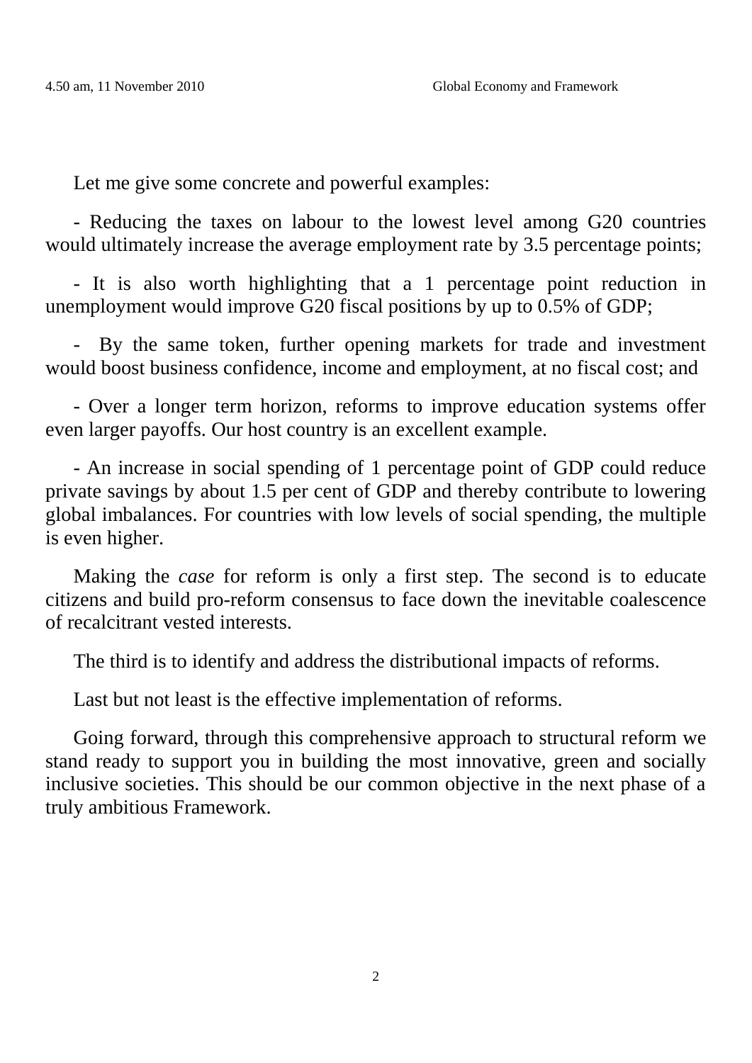Let me give some concrete and powerful examples:

- Reducing the taxes on labour to the lowest level among G20 countries would ultimately increase the average employment rate by 3.5 percentage points;

- It is also worth highlighting that a 1 percentage point reduction in unemployment would improve G20 fiscal positions by up to 0.5% of GDP;

- By the same token, further opening markets for trade and investment would boost business confidence, income and employment, at no fiscal cost; and

- Over a longer term horizon, reforms to improve education systems offer even larger payoffs. Our host country is an excellent example.

- An increase in social spending of 1 percentage point of GDP could reduce private savings by about 1.5 per cent of GDP and thereby contribute to lowering global imbalances. For countries with low levels of social spending, the multiple is even higher.

Making the *case* for reform is only a first step. The second is to educate citizens and build pro-reform consensus to face down the inevitable coalescence of recalcitrant vested interests.

The third is to identify and address the distributional impacts of reforms.

Last but not least is the effective implementation of reforms.

Going forward, through this comprehensive approach to structural reform we stand ready to support you in building the most innovative, green and socially inclusive societies. This should be our common objective in the next phase of a truly ambitious Framework.